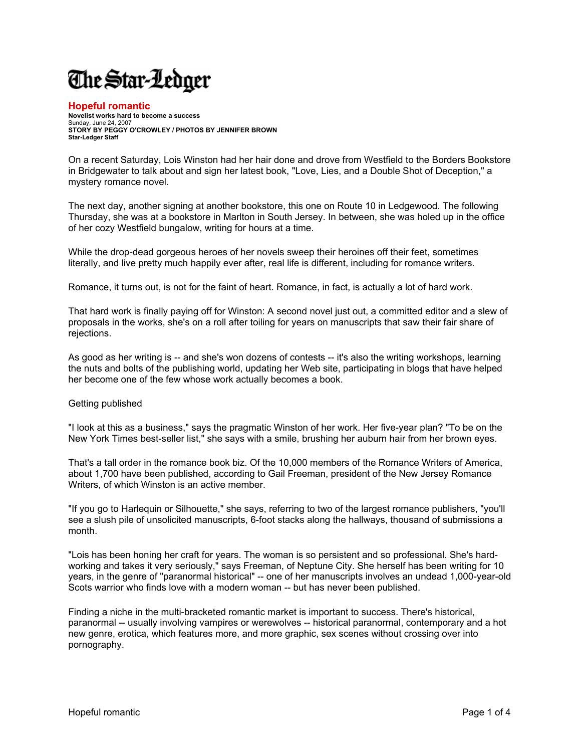# The Star-Ledger

## Hopeful romantic

**Novelist works hard to become a success**
Sunday, June 24, 2007
**STORY BY PEGGY O'CROWLEY / PHOTOS BY JENNIFER BROWN**
**Star-Ledger Staff**

On a recent Saturday, Lois Winston had her hair done and drove from Westfield to the Borders Bookstore in Bridgewater to talk about and sign her latest book, "Love, Lies, and a Double Shot of Deception," a mystery romance novel.

The next day, another signing at another bookstore, this one on Route 10 in Ledgewood. The following Thursday, she was at a bookstore in Marlton in South Jersey. In between, she was holed up in the office of her cozy Westfield bungalow, writing for hours at a time.

While the drop-dead gorgeous heroes of her novels sweep their heroines off their feet, sometimes literally, and live pretty much happily ever after, real life is different, including for romance writers.

Romance, it turns out, is not for the faint of heart. Romance, in fact, is actually a lot of hard work.

That hard work is finally paying off for Winston: A second novel just out, a committed editor and a slew of proposals in the works, she's on a roll after toiling for years on manuscripts that saw their fair share of rejections.

As good as her writing is -- and she's won dozens of contests -- it's also the writing workshops, learning the nuts and bolts of the publishing world, updating her Web site, participating in blogs that have helped her become one of the few whose work actually becomes a book.

### Getting published

"I look at this as a business," says the pragmatic Winston of her work. Her five-year plan? "To be on the New York Times best-seller list," she says with a smile, brushing her auburn hair from her brown eyes.

That's a tall order in the romance book biz. Of the 10,000 members of the Romance Writers of America, about 1,700 have been published, according to Gail Freeman, president of the New Jersey Romance Writers, of which Winston is an active member.

"If you go to Harlequin or Silhouette," she says, referring to two of the largest romance publishers, "you'll see a slush pile of unsolicited manuscripts, 6-foot stacks along the hallways, thousand of submissions a month.

"Lois has been honing her craft for years. The woman is so persistent and so professional. She's hard-working and takes it very seriously," says Freeman, of Neptune City. She herself has been writing for 10 years, in the genre of "paranormal historical" -- one of her manuscripts involves an undead 1,000-year-old Scots warrior who finds love with a modern woman -- but has never been published.

Finding a niche in the multi-bracketed romantic market is important to success. There's historical, paranormal -- usually involving vampires or werewolves -- historical paranormal, contemporary and a hot new genre, erotica, which features more, and more graphic, sex scenes without crossing over into pornography.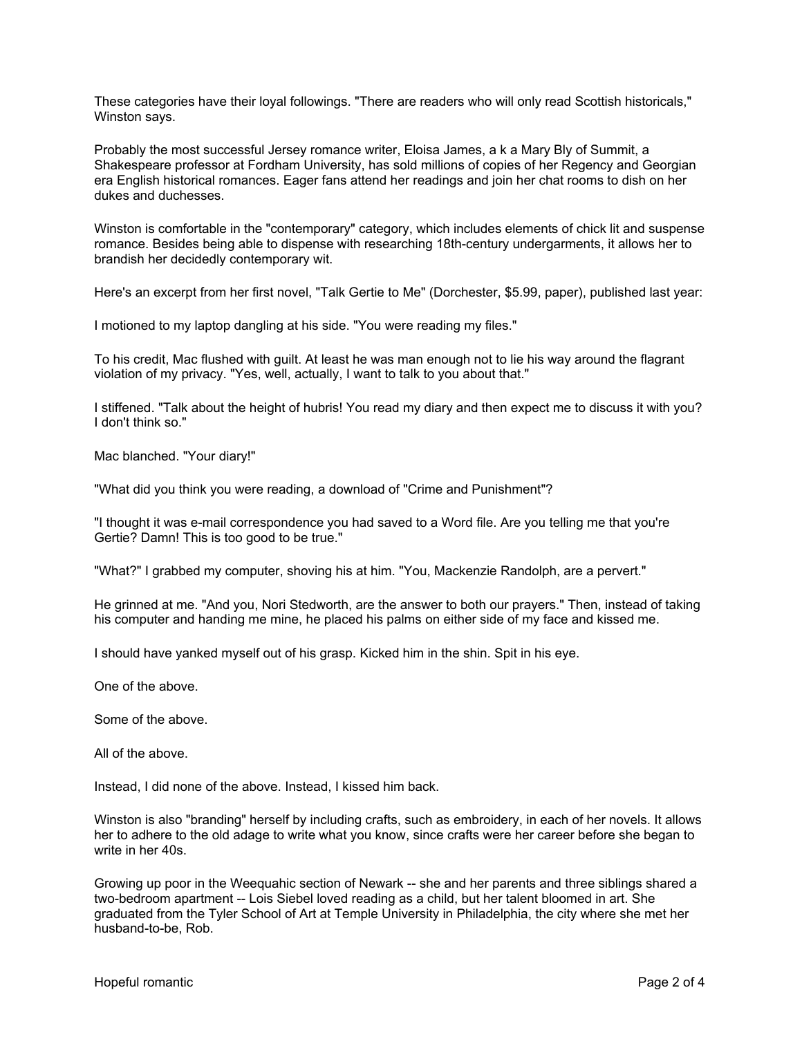These categories have their loyal followings. "There are readers who will only read Scottish historicals," Winston says.

Probably the most successful Jersey romance writer, Eloisa James, a k a Mary Bly of Summit, a Shakespeare professor at Fordham University, has sold millions of copies of her Regency and Georgian era English historical romances. Eager fans attend her readings and join her chat rooms to dish on her dukes and duchesses.

Winston is comfortable in the "contemporary" category, which includes elements of chick lit and suspense romance. Besides being able to dispense with researching 18th-century undergarments, it allows her to brandish her decidedly contemporary wit.

Here's an excerpt from her first novel, "Talk Gertie to Me" (Dorchester, $5.99, paper), published last year:

I motioned to my laptop dangling at his side. "You were reading my files."

To his credit, Mac flushed with guilt. At least he was man enough not to lie his way around the flagrant violation of my privacy. "Yes, well, actually, I want to talk to you about that."

I stiffened. "Talk about the height of hubris! You read my diary and then expect me to discuss it with you? I don't think so."

Mac blanched. "Your diary!"

"What did you think you were reading, a download of "Crime and Punishment"?

"I thought it was e-mail correspondence you had saved to a Word file. Are you telling me that you're Gertie? Damn! This is too good to be true."

"What?" I grabbed my computer, shoving his at him. "You, Mackenzie Randolph, are a pervert."

He grinned at me. "And you, Nori Stedworth, are the answer to both our prayers." Then, instead of taking his computer and handing me mine, he placed his palms on either side of my face and kissed me.

I should have yanked myself out of his grasp. Kicked him in the shin. Spit in his eye.

One of the above.

Some of the above.

All of the above.

Instead, I did none of the above. Instead, I kissed him back.

Winston is also "branding" herself by including crafts, such as embroidery, in each of her novels. It allows her to adhere to the old adage to write what you know, since crafts were her career before she began to write in her 40s.

Growing up poor in the Weequahic section of Newark -- she and her parents and three siblings shared a two-bedroom apartment -- Lois Siebel loved reading as a child, but her talent bloomed in art. She graduated from the Tyler School of Art at Temple University in Philadelphia, the city where she met her husband-to-be, Rob.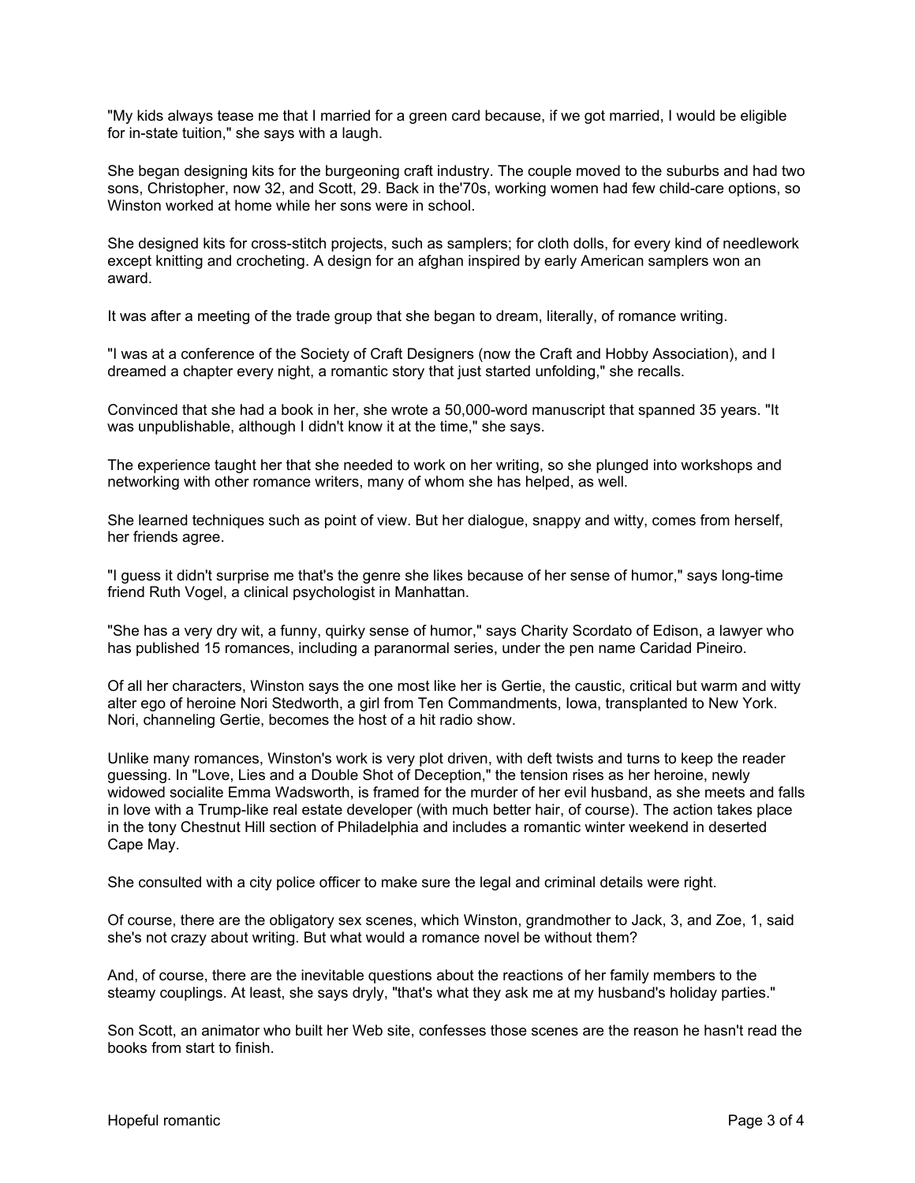"My kids always tease me that I married for a green card because, if we got married, I would be eligible for in-state tuition," she says with a laugh.

She began designing kits for the burgeoning craft industry. The couple moved to the suburbs and had two sons, Christopher, now 32, and Scott, 29. Back in the'70s, working women had few child-care options, so Winston worked at home while her sons were in school.

She designed kits for cross-stitch projects, such as samplers; for cloth dolls, for every kind of needlework except knitting and crocheting. A design for an afghan inspired by early American samplers won an award.

It was after a meeting of the trade group that she began to dream, literally, of romance writing.

"I was at a conference of the Society of Craft Designers (now the Craft and Hobby Association), and I dreamed a chapter every night, a romantic story that just started unfolding," she recalls.

Convinced that she had a book in her, she wrote a 50,000-word manuscript that spanned 35 years. "It was unpublishable, although I didn't know it at the time," she says.

The experience taught her that she needed to work on her writing, so she plunged into workshops and networking with other romance writers, many of whom she has helped, as well.

She learned techniques such as point of view. But her dialogue, snappy and witty, comes from herself, her friends agree.

"I guess it didn't surprise me that's the genre she likes because of her sense of humor," says long-time friend Ruth Vogel, a clinical psychologist in Manhattan.

"She has a very dry wit, a funny, quirky sense of humor," says Charity Scordato of Edison, a lawyer who has published 15 romances, including a paranormal series, under the pen name Caridad Pineiro.

Of all her characters, Winston says the one most like her is Gertie, the caustic, critical but warm and witty alter ego of heroine Nori Stedworth, a girl from Ten Commandments, Iowa, transplanted to New York. Nori, channeling Gertie, becomes the host of a hit radio show.

Unlike many romances, Winston's work is very plot driven, with deft twists and turns to keep the reader guessing. In "Love, Lies and a Double Shot of Deception," the tension rises as her heroine, newly widowed socialite Emma Wadsworth, is framed for the murder of her evil husband, as she meets and falls in love with a Trump-like real estate developer (with much better hair, of course). The action takes place in the tony Chestnut Hill section of Philadelphia and includes a romantic winter weekend in deserted Cape May.

She consulted with a city police officer to make sure the legal and criminal details were right.

Of course, there are the obligatory sex scenes, which Winston, grandmother to Jack, 3, and Zoe, 1, said she's not crazy about writing. But what would a romance novel be without them?

And, of course, there are the inevitable questions about the reactions of her family members to the steamy couplings. At least, she says dryly, "that's what they ask me at my husband's holiday parties."

Son Scott, an animator who built her Web site, confesses those scenes are the reason he hasn't read the books from start to finish.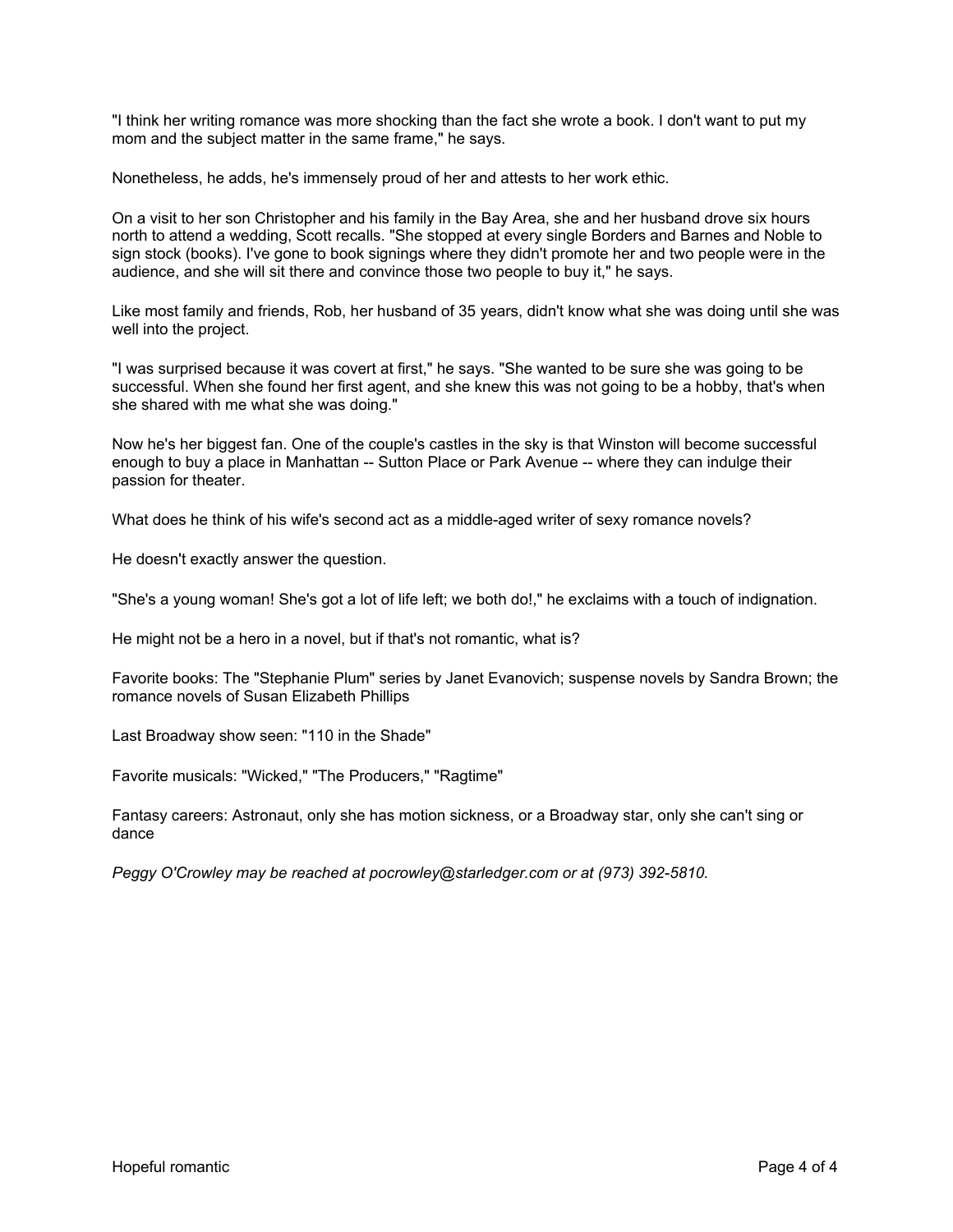"I think her writing romance was more shocking than the fact she wrote a book. I don't want to put my mom and the subject matter in the same frame," he says.

Nonetheless, he adds, he's immensely proud of her and attests to her work ethic.

On a visit to her son Christopher and his family in the Bay Area, she and her husband drove six hours north to attend a wedding, Scott recalls. "She stopped at every single Borders and Barnes and Noble to sign stock (books). I've gone to book signings where they didn't promote her and two people were in the audience, and she will sit there and convince those two people to buy it," he says.

Like most family and friends, Rob, her husband of 35 years, didn't know what she was doing until she was well into the project.

"I was surprised because it was covert at first," he says. "She wanted to be sure she was going to be successful. When she found her first agent, and she knew this was not going to be a hobby, that's when she shared with me what she was doing."

Now he's her biggest fan. One of the couple's castles in the sky is that Winston will become successful enough to buy a place in Manhattan -- Sutton Place or Park Avenue -- where they can indulge their passion for theater.

What does he think of his wife's second act as a middle-aged writer of sexy romance novels?

He doesn't exactly answer the question.

"She's a young woman! She's got a lot of life left; we both do!," he exclaims with a touch of indignation.

He might not be a hero in a novel, but if that's not romantic, what is?

Favorite books: The "Stephanie Plum" series by Janet Evanovich; suspense novels by Sandra Brown; the romance novels of Susan Elizabeth Phillips

Last Broadway show seen: "110 in the Shade"

Favorite musicals: "Wicked," "The Producers," "Ragtime"

Fantasy careers: Astronaut, only she has motion sickness, or a Broadway star, only she can't sing or dance

*Peggy O'Crowley may be reached at pocrowley@starledger.com or at (973) 392-5810.*